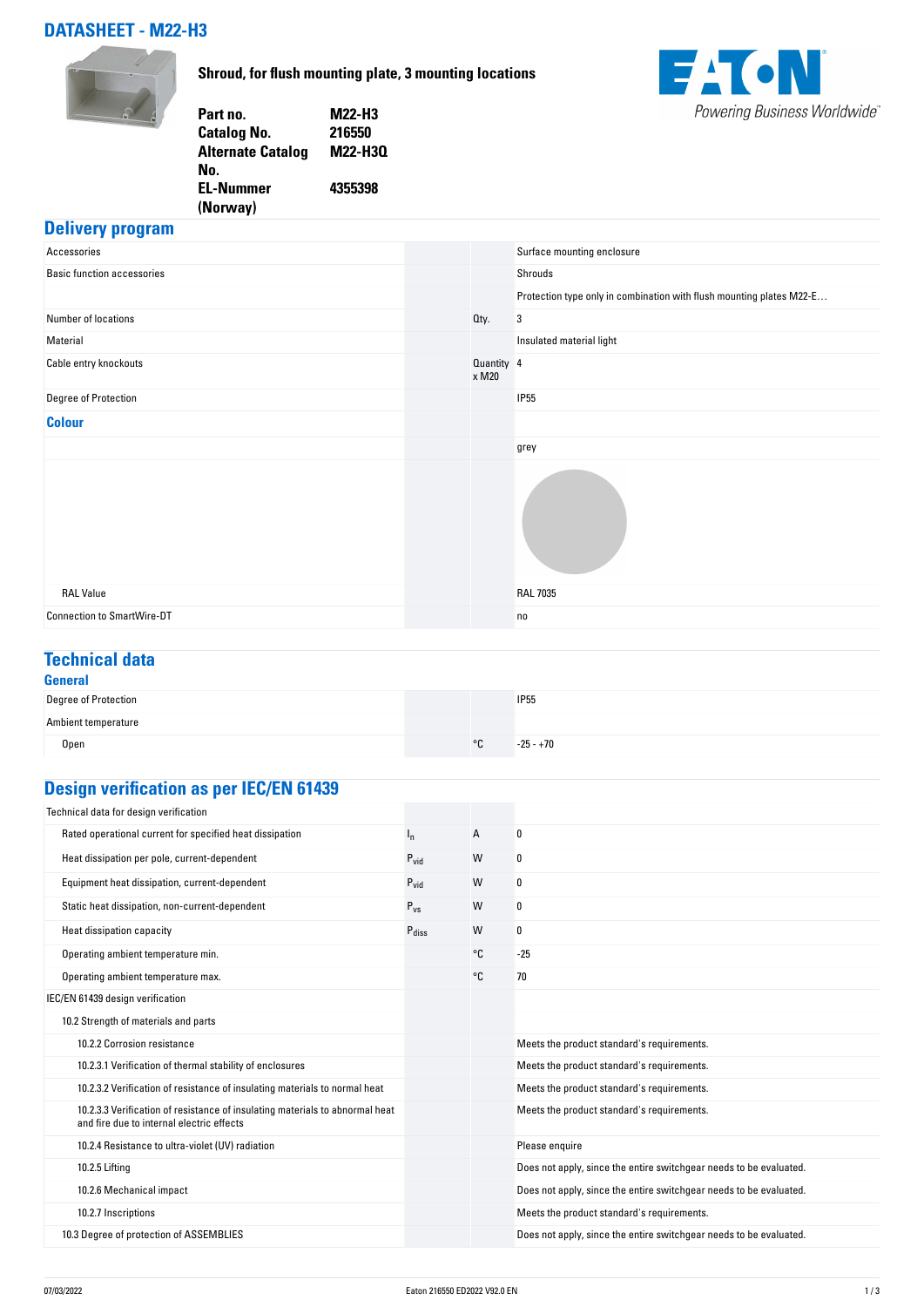# DATASHEET - M22-H3

**Shroud, for flush mounting plate, 3 mounting locations**

| | |
|---|---|
| **Part no.** | **M22-H3** |
| **Catalog No.** | **216550** |
| **Alternate Catalog No.** | **M22-H3Q** |
| **EL-Nummer (Norway)** | **4355398** |

## Delivery program

| | | | |
|---|---|---|---|
| Accessories | | | Surface mounting enclosure |
| Basic function accessories | | | Shrouds |
| | | | Protection type only in combination with flush mounting plates M22-E… |
| Number of locations | | Qty. | 3 |
| Material | | | Insulated material light |
| Cable entry knockouts | | Quantity x M20 | 4 |
| Degree of Protection | | | IP55 |
| **Colour** | | | |
| | | | grey |
| RAL Value | | | RAL 7035 |
| Connection to SmartWire-DT | | | no |

## Technical data

### General

| | | | |
|---|---|---|---|
| Degree of Protection | | | IP55 |
| Ambient temperature | | | |
| Open | | °C | -25 - +70 |

## Design verification as per IEC/EN 61439

| | | | |
|---|---|---|---|
| Technical data for design verification | | | |
| Rated operational current for specified heat dissipation | $I_n$ | A | 0 |
| Heat dissipation per pole, current-dependent | $P_{vid}$ | W | 0 |
| Equipment heat dissipation, current-dependent | $P_{vid}$ | W | 0 |
| Static heat dissipation, non-current-dependent | $P_{vs}$ | W | 0 |
| Heat dissipation capacity | $P_{diss}$ | W | 0 |
| Operating ambient temperature min. | | °C | -25 |
| Operating ambient temperature max. | | °C | 70 |
| IEC/EN 61439 design verification | | | |
| 10.2 Strength of materials and parts | | | |
| 10.2.2 Corrosion resistance | | | Meets the product standard's requirements. |
| 10.2.3.1 Verification of thermal stability of enclosures | | | Meets the product standard's requirements. |
| 10.2.3.2 Verification of resistance of insulating materials to normal heat | | | Meets the product standard's requirements. |
| 10.2.3.3 Verification of resistance of insulating materials to abnormal heat and fire due to internal electric effects | | | Meets the product standard's requirements. |
| 10.2.4 Resistance to ultra-violet (UV) radiation | | | Please enquire |
| 10.2.5 Lifting | | | Does not apply, since the entire switchgear needs to be evaluated. |
| 10.2.6 Mechanical impact | | | Does not apply, since the entire switchgear needs to be evaluated. |
| 10.2.7 Inscriptions | | | Meets the product standard's requirements. |
| 10.3 Degree of protection of ASSEMBLIES | | | Does not apply, since the entire switchgear needs to be evaluated. |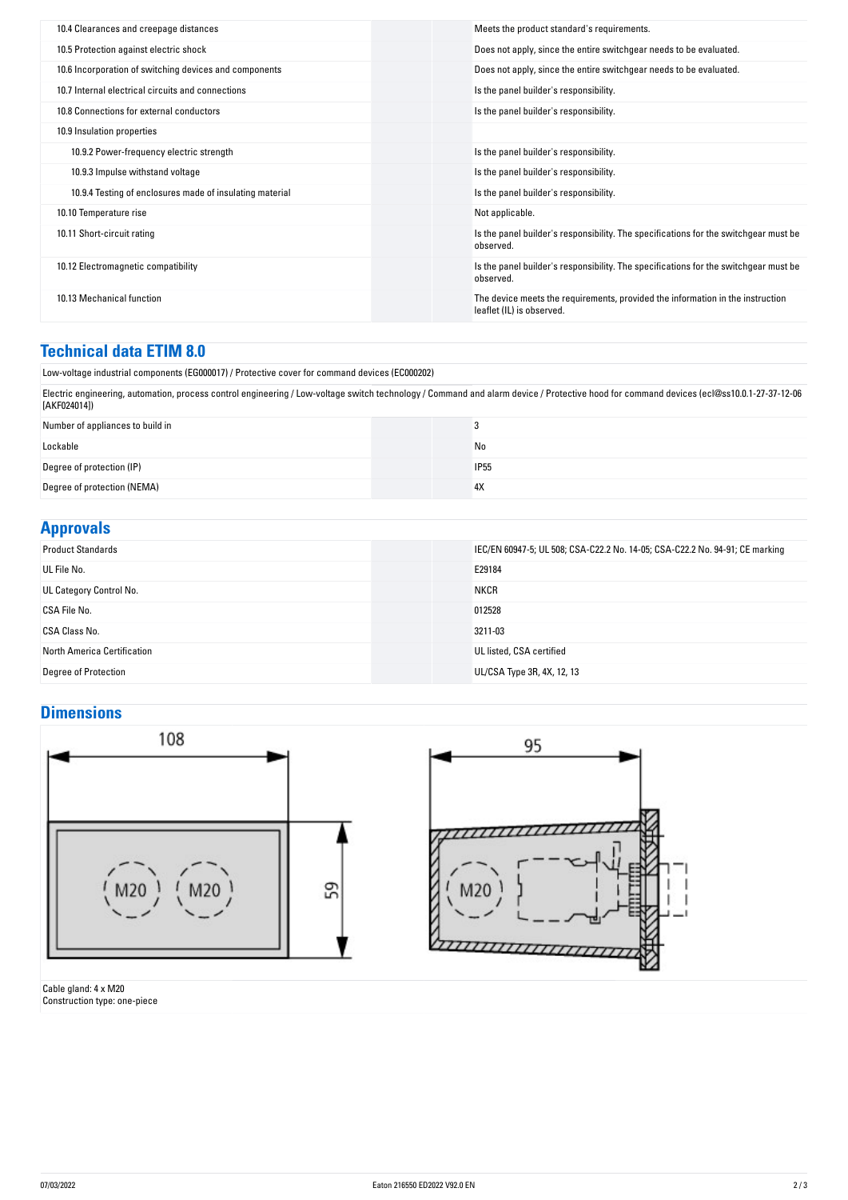| | |
|---|---|
| 10.4 Clearances and creepage distances | Meets the product standard's requirements. |
| 10.5 Protection against electric shock | Does not apply, since the entire switchgear needs to be evaluated. |
| 10.6 Incorporation of switching devices and components | Does not apply, since the entire switchgear needs to be evaluated. |
| 10.7 Internal electrical circuits and connections | Is the panel builder's responsibility. |
| 10.8 Connections for external conductors | Is the panel builder's responsibility. |
| 10.9 Insulation properties | |
| 10.9.2 Power-frequency electric strength | Is the panel builder's responsibility. |
| 10.9.3 Impulse withstand voltage | Is the panel builder's responsibility. |
| 10.9.4 Testing of enclosures made of insulating material | Is the panel builder's responsibility. |
| 10.10 Temperature rise | Not applicable. |
| 10.11 Short-circuit rating | Is the panel builder's responsibility. The specifications for the switchgear must be observed. |
| 10.12 Electromagnetic compatibility | Is the panel builder's responsibility. The specifications for the switchgear must be observed. |
| 10.13 Mechanical function | The device meets the requirements, provided the information in the instruction leaflet (IL) is observed. |

## Technical data ETIM 8.0

Low-voltage industrial components (EG000017) / Protective cover for command devices (EC000202)

Electric engineering, automation, process control engineering / Low-voltage switch technology / Command and alarm device / Protective hood for command devices (ecl@ss10.0.1-27-37-12-06 [AKF024014])

| | |
|---|---|
| Number of appliances to build in | 3 |
| Lockable | No |
| Degree of protection (IP) | IP55 |
| Degree of protection (NEMA) | 4X |

## Approvals

| | |
|---|---|
| Product Standards | IEC/EN 60947-5; UL 508; CSA-C22.2 No. 14-05; CSA-C22.2 No. 94-91; CE marking |
| UL File No. | E29184 |
| UL Category Control No. | NKCR |
| CSA File No. | 012528 |
| CSA Class No. | 3211-03 |
| North America Certification | UL listed, CSA certified |
| Degree of Protection | UL/CSA Type 3R, 4X, 12, 13 |

## Dimensions

108

M20 M20

59

95

M20

Cable gland: 4 x M20
Construction type: one-piece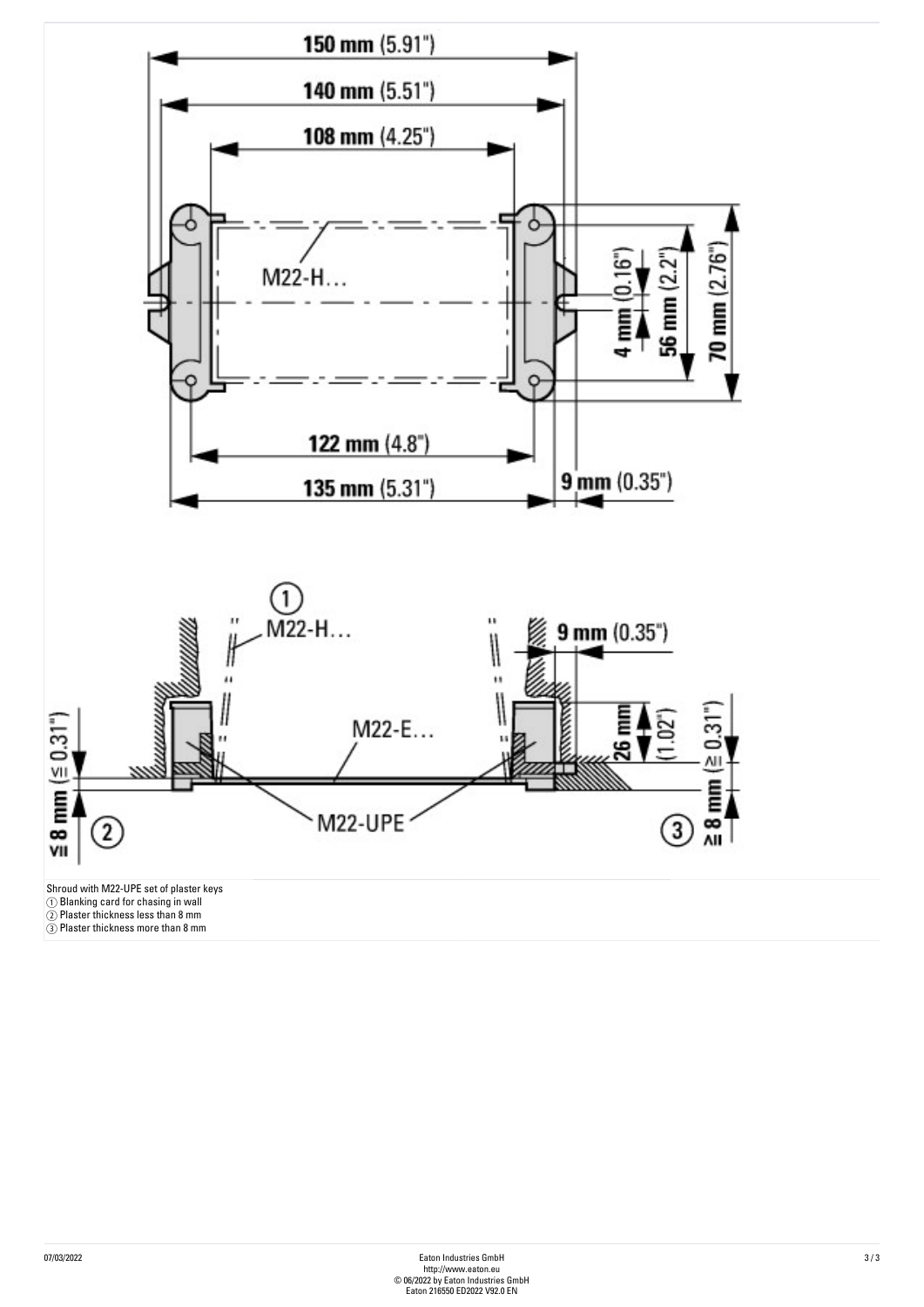150 mm (5.91")
140 mm (5.51")
108 mm (4.25")
M22-H…
4 mm (0.16")
56 mm (2.2")
70 mm (2.76")
122 mm (4.8")
135 mm (5.31")
9 mm (0.35")

① M22-H…
9 mm (0.35")
M22-E…
26 mm (1.02")
≤ 8 mm (≤ 0.31")
≥ 8 mm (≥ 0.31")
M22-UPE
②
③

Shroud with M22-UPE set of plaster keys
① Blanking card for chasing in wall
② Plaster thickness less than 8 mm
③ Plaster thickness more than 8 mm